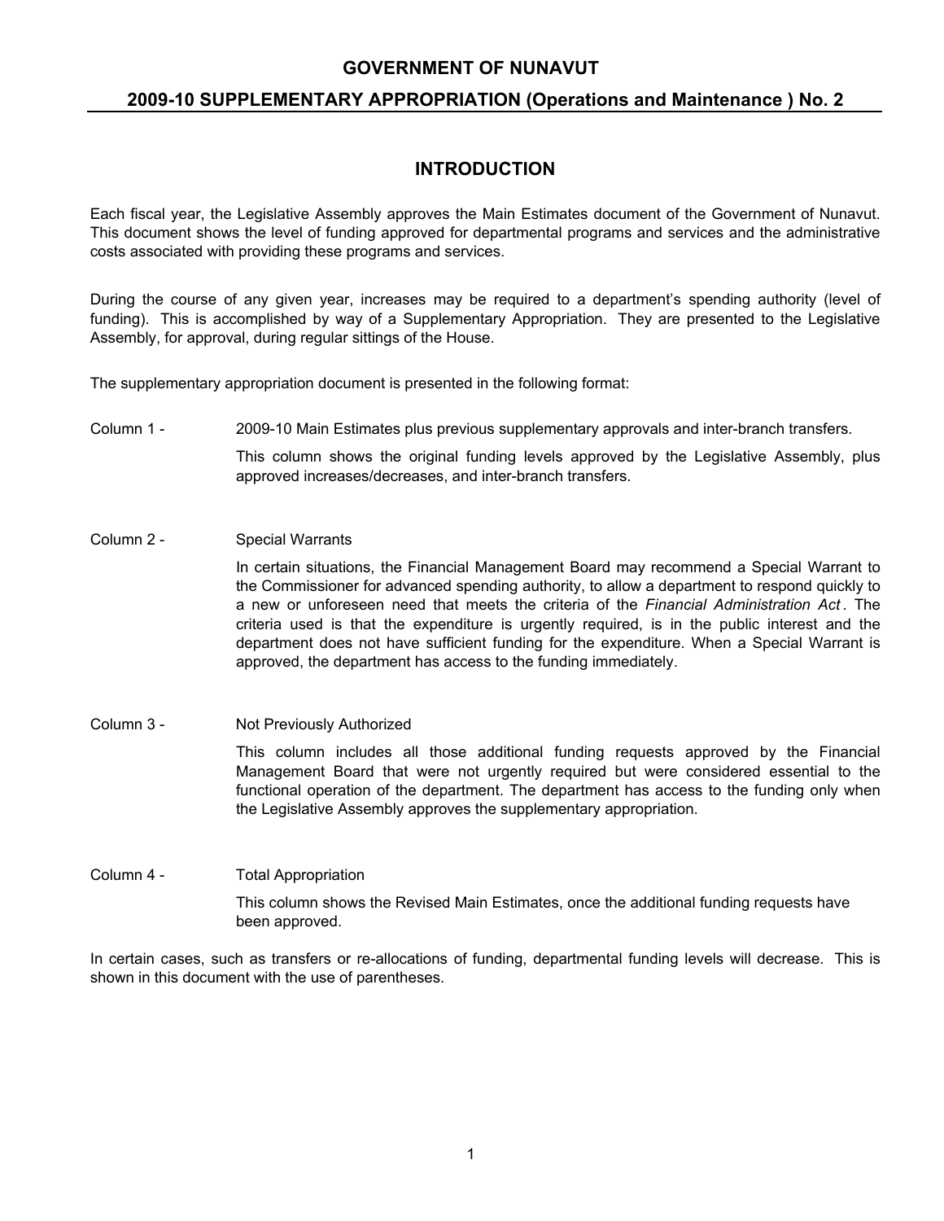# GOVERNMENT OF NUNAVUT

## 2009-10 SUPPLEMENTARY APPROPRIATION (Operations and Maintenance ) No. 2

### INTRODUCTION

Each fiscal year, the Legislative Assembly approves the Main Estimates document of the Government of Nunavut. This document shows the level of funding approved for departmental programs and services and the administrative costs associated with providing these programs and services.

During the course of any given year, increases may be required to a department's spending authority (level of funding). This is accomplished by way of a Supplementary Appropriation. They are presented to the Legislative Assembly, for approval, during regular sittings of the House.

The supplementary appropriation document is presented in the following format:

Column 1 - 2009-10 Main Estimates plus previous supplementary approvals and inter-branch transfers.

This column shows the original funding levels approved by the Legislative Assembly, plus approved increases/decreases, and inter-branch transfers.

Column 2 - Special Warrants

In certain situations, the Financial Management Board may recommend a Special Warrant to the Commissioner for advanced spending authority, to allow a department to respond quickly to a new or unforeseen need that meets the criteria of the *Financial Administration Act*. The criteria used is that the expenditure is urgently required, is in the public interest and the department does not have sufficient funding for the expenditure. When a Special Warrant is approved, the department has access to the funding immediately.

Column 3 - Not Previously Authorized

This column includes all those additional funding requests approved by the Financial Management Board that were not urgently required but were considered essential to the functional operation of the department. The department has access to the funding only when the Legislative Assembly approves the supplementary appropriation.

Column 4 - Total Appropriation

This column shows the Revised Main Estimates, once the additional funding requests have been approved.

In certain cases, such as transfers or re-allocations of funding, departmental funding levels will decrease. This is shown in this document with the use of parentheses.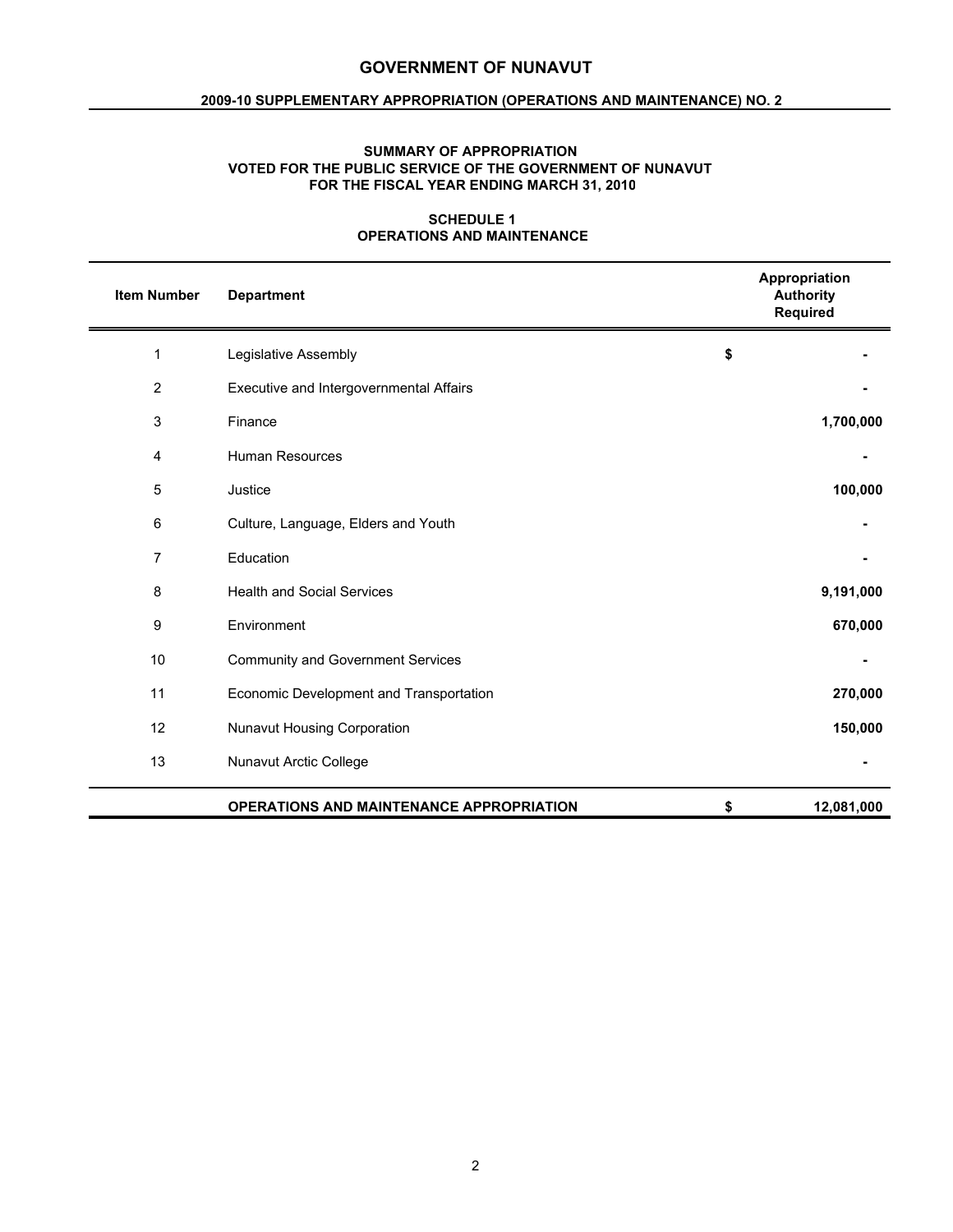# GOVERNMENT OF NUNAVUT

## 2009-10 SUPPLEMENTARY APPROPRIATION (OPERATIONS AND MAINTENANCE) NO. 2

### SUMMARY OF APPROPRIATION
### VOTED FOR THE PUBLIC SERVICE OF THE GOVERNMENT OF NUNAVUT
### FOR THE FISCAL YEAR ENDING MARCH 31, 2010

### SCHEDULE 1
### OPERATIONS AND MAINTENANCE

| Item Number | Department | Appropriation Authority Required |
|---|---|---|
| 1 | Legislative Assembly | $ - |
| 2 | Executive and Intergovernmental Affairs | - |
| 3 | Finance | 1,700,000 |
| 4 | Human Resources | - |
| 5 | Justice | 100,000 |
| 6 | Culture, Language, Elders and Youth | - |
| 7 | Education | - |
| 8 | Health and Social Services | 9,191,000 |
| 9 | Environment | 670,000 |
| 10 | Community and Government Services | - |
| 11 | Economic Development and Transportation | 270,000 |
| 12 | Nunavut Housing Corporation | 150,000 |
| 13 | Nunavut Arctic College | - |
| | **OPERATIONS AND MAINTENANCE APPROPRIATION** | **$ 12,081,000** |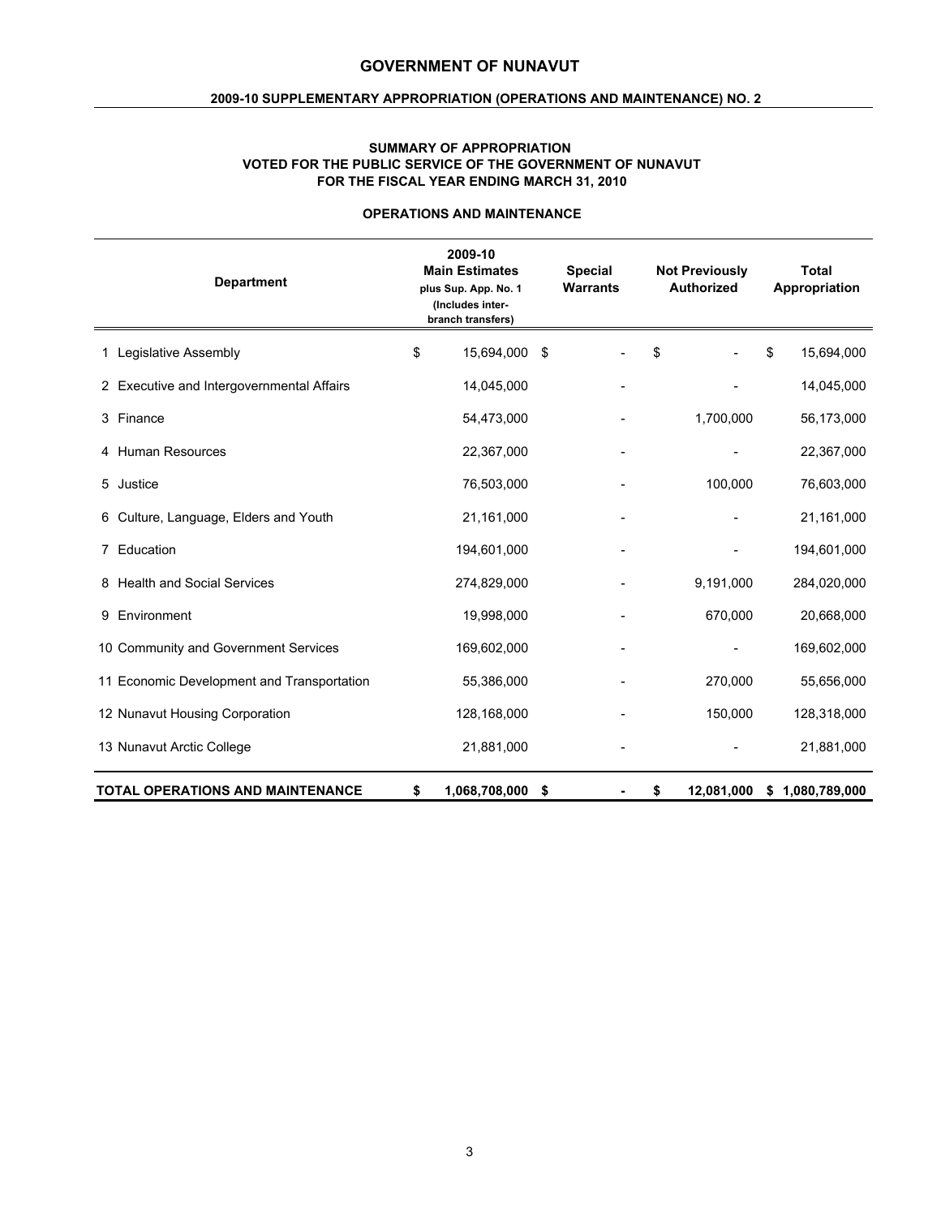# GOVERNMENT OF NUNAVUT

## 2009-10 SUPPLEMENTARY APPROPRIATION (OPERATIONS AND MAINTENANCE) NO. 2

### SUMMARY OF APPROPRIATION
### VOTED FOR THE PUBLIC SERVICE OF THE GOVERNMENT OF NUNAVUT
### FOR THE FISCAL YEAR ENDING MARCH 31, 2010

### OPERATIONS AND MAINTENANCE

| Department | 2009-10 Main Estimates plus Sup. App. No. 1 (Includes inter-branch transfers) | Special Warrants | Not Previously Authorized | Total Appropriation |
|---|---|---|---|---|
| 1 Legislative Assembly | $ 15,694,000 | $ - | $ - | $ 15,694,000 |
| 2 Executive and Intergovernmental Affairs | 14,045,000 | - | - | 14,045,000 |
| 3 Finance | 54,473,000 | - | 1,700,000 | 56,173,000 |
| 4 Human Resources | 22,367,000 | - | - | 22,367,000 |
| 5 Justice | 76,503,000 | - | 100,000 | 76,603,000 |
| 6 Culture, Language, Elders and Youth | 21,161,000 | - | - | 21,161,000 |
| 7 Education | 194,601,000 | - | - | 194,601,000 |
| 8 Health and Social Services | 274,829,000 | - | 9,191,000 | 284,020,000 |
| 9 Environment | 19,998,000 | - | 670,000 | 20,668,000 |
| 10 Community and Government Services | 169,602,000 | - | - | 169,602,000 |
| 11 Economic Development and Transportation | 55,386,000 | - | 270,000 | 55,656,000 |
| 12 Nunavut Housing Corporation | 128,168,000 | - | 150,000 | 128,318,000 |
| 13 Nunavut Arctic College | 21,881,000 | - | - | 21,881,000 |
| **TOTAL OPERATIONS AND MAINTENANCE** | **$ 1,068,708,000** | **$ -** | **$ 12,081,000** | **$ 1,080,789,000** |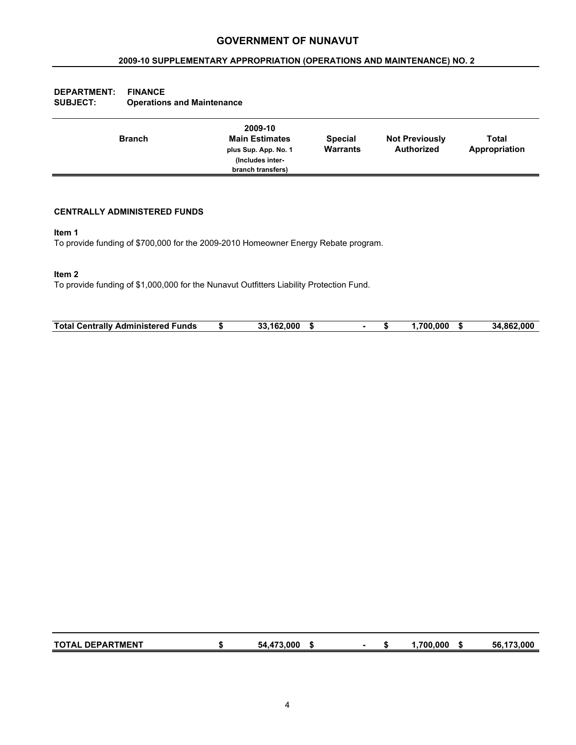# GOVERNMENT OF NUNAVUT

## 2009-10 SUPPLEMENTARY APPROPRIATION (OPERATIONS AND MAINTENANCE) NO. 2

**DEPARTMENT:** **FINANCE**
**SUBJECT:** **Operations and Maintenance**

| Branch | 2009-10 Main Estimates plus Sup. App. No. 1 (Includes inter-branch transfers) | Special Warrants | Not Previously Authorized | Total Appropriation |
|---|---|---|---|---|

**CENTRALLY ADMINISTERED FUNDS**

**Item 1**
To provide funding of $700,000 for the 2009-2010 Homeowner Energy Rebate program.

**Item 2**
To provide funding of $1,000,000 for the Nunavut Outfitters Liability Protection Fund.

| | | | | |
|---|---|---|---|---|
| **Total Centrally Administered Funds** | **$ 33,162,000** | **$ -** | **$ 1,700,000** | **$ 34,862,000** |
| **TOTAL DEPARTMENT** | **$ 54,473,000** | **$ -** | **$ 1,700,000** | **$ 56,173,000** |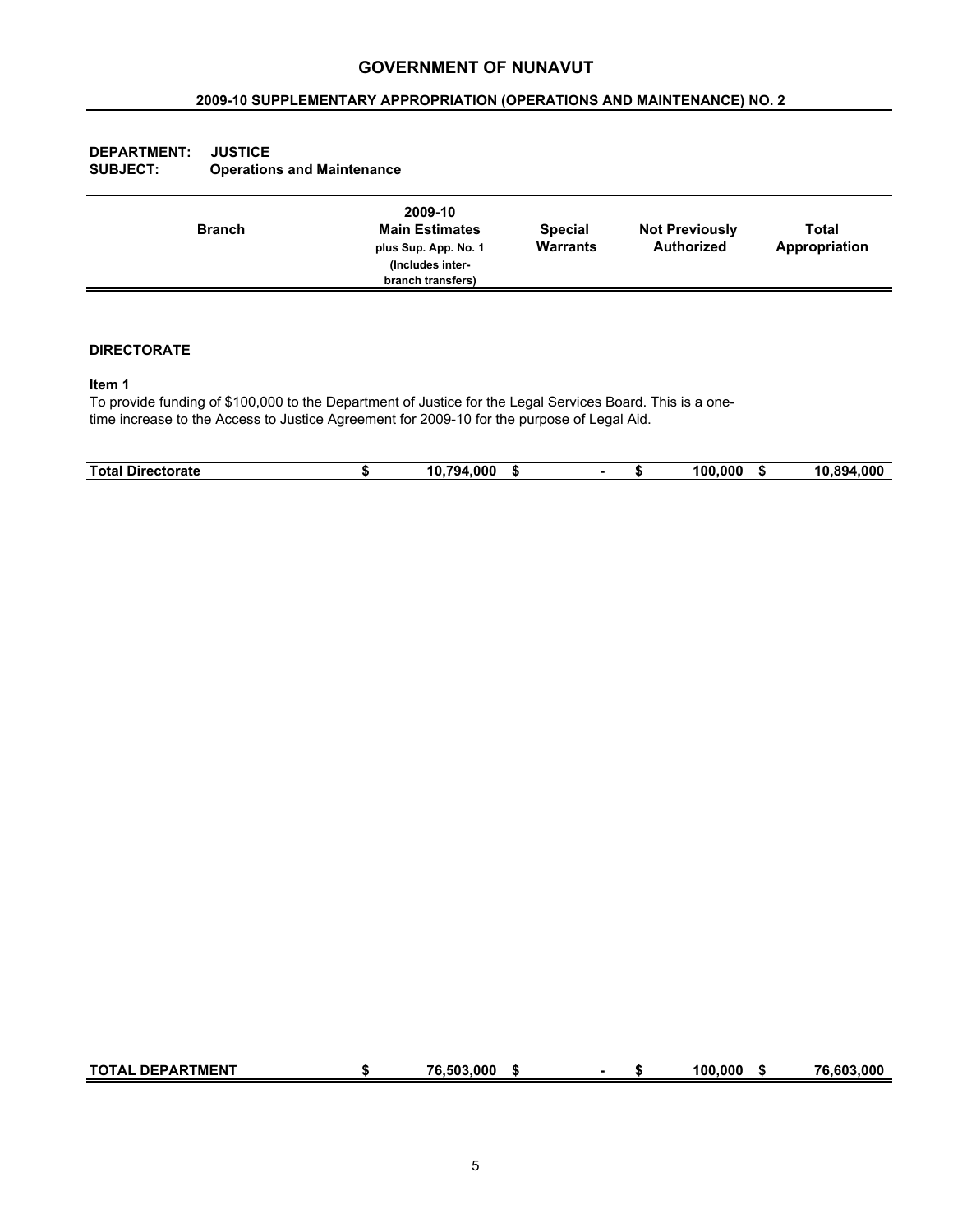# GOVERNMENT OF NUNAVUT

## 2009-10 SUPPLEMENTARY APPROPRIATION (OPERATIONS AND MAINTENANCE) NO. 2

**DEPARTMENT:** JUSTICE
**SUBJECT:** Operations and Maintenance

| Branch | 2009-10 Main Estimates plus Sup. App. No. 1 (Includes inter-branch transfers) | Special Warrants | Not Previously Authorized | Total Appropriation |
|---|---|---|---|---|

**DIRECTORATE**

**Item 1**
To provide funding of $100,000 to the Department of Justice for the Legal Services Board. This is a one-time increase to the Access to Justice Agreement for 2009-10 for the purpose of Legal Aid.

| | 2009-10 Main Estimates plus Sup. App. No. 1 | Special Warrants | Not Previously Authorized | Total Appropriation |
|---|---|---|---|---|
| **Total Directorate** | $ 10,794,000 | $ - | $ 100,000 | $ 10,894,000 |
| **TOTAL DEPARTMENT** | $ 76,503,000 | $ - | $ 100,000 | $ 76,603,000 |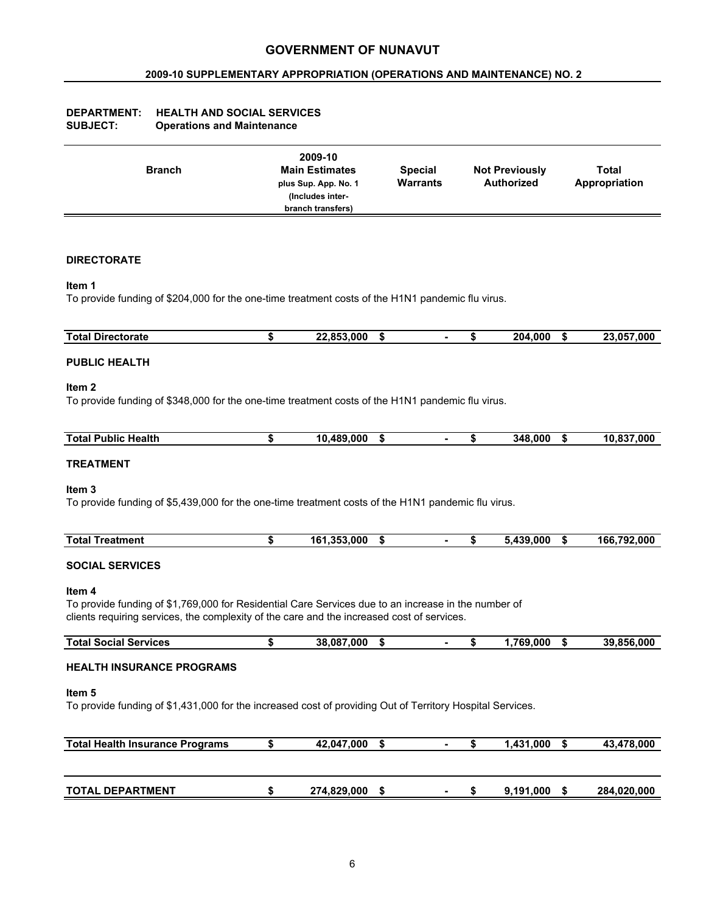# GOVERNMENT OF NUNAVUT

## 2009-10 SUPPLEMENTARY APPROPRIATION (OPERATIONS AND MAINTENANCE) NO. 2

**DEPARTMENT: HEALTH AND SOCIAL SERVICES**
**SUBJECT: Operations and Maintenance**

| Branch | 2009-10 Main Estimates plus Sup. App. No. 1 (Includes inter-branch transfers) | Special Warrants | Not Previously Authorized | Total Appropriation |
|---|---|---|---|---|

**DIRECTORATE**

**Item 1**
To provide funding of $204,000 for the one-time treatment costs of the H1N1 pandemic flu virus.

| Branch | 2009-10 Main Estimates plus Sup. App. No. 1 (Includes inter-branch transfers) | Special Warrants | Not Previously Authorized | Total Appropriation |
|---|---|---|---|---|
| **Total Directorate** | **$ 22,853,000** | **$ -** | **$ 204,000** | **$ 23,057,000** |

**PUBLIC HEALTH**

**Item 2**
To provide funding of $348,000 for the one-time treatment costs of the H1N1 pandemic flu virus.

| Branch | 2009-10 Main Estimates plus Sup. App. No. 1 (Includes inter-branch transfers) | Special Warrants | Not Previously Authorized | Total Appropriation |
|---|---|---|---|---|
| **Total Public Health** | **$ 10,489,000** | **$ -** | **$ 348,000** | **$ 10,837,000** |

**TREATMENT**

**Item 3**
To provide funding of $5,439,000 for the one-time treatment costs of the H1N1 pandemic flu virus.

| Branch | 2009-10 Main Estimates plus Sup. App. No. 1 (Includes inter-branch transfers) | Special Warrants | Not Previously Authorized | Total Appropriation |
|---|---|---|---|---|
| **Total Treatment** | **$ 161,353,000** | **$ -** | **$ 5,439,000** | **$ 166,792,000** |

**SOCIAL SERVICES**

**Item 4**
To provide funding of $1,769,000 for Residential Care Services due to an increase in the number of clients requiring services, the complexity of the care and the increased cost of services.

| Branch | 2009-10 Main Estimates plus Sup. App. No. 1 (Includes inter-branch transfers) | Special Warrants | Not Previously Authorized | Total Appropriation |
|---|---|---|---|---|
| **Total Social Services** | **$ 38,087,000** | **$ -** | **$ 1,769,000** | **$ 39,856,000** |

**HEALTH INSURANCE PROGRAMS**

**Item 5**
To provide funding of $1,431,000 for the increased cost of providing Out of Territory Hospital Services.

| Branch | 2009-10 Main Estimates plus Sup. App. No. 1 (Includes inter-branch transfers) | Special Warrants | Not Previously Authorized | Total Appropriation |
|---|---|---|---|---|
| **Total Health Insurance Programs** | **$ 42,047,000** | **$ -** | **$ 1,431,000** | **$ 43,478,000** |
| **TOTAL DEPARTMENT** | **$ 274,829,000** | **$ -** | **$ 9,191,000** | **$ 284,020,000** |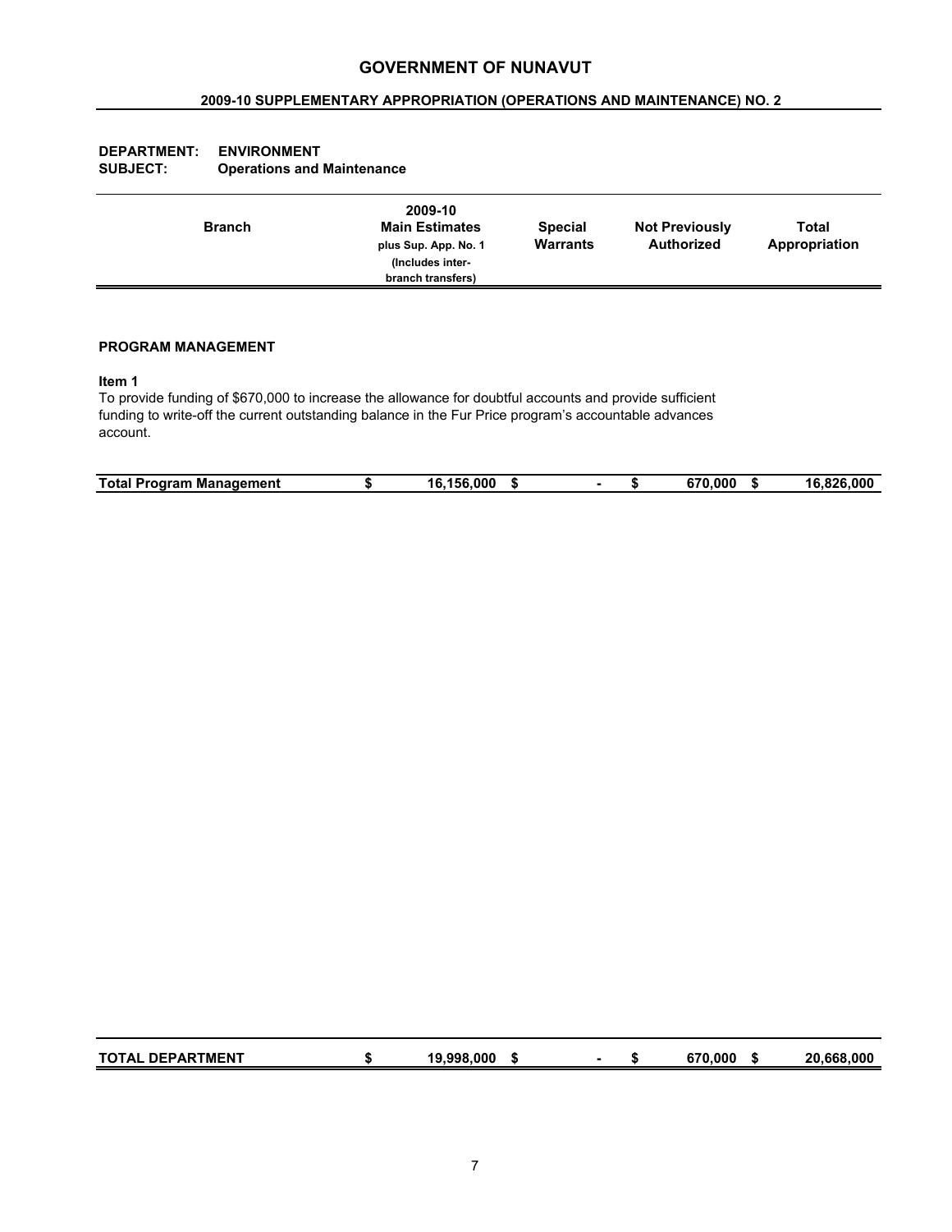# GOVERNMENT OF NUNAVUT

## 2009-10 SUPPLEMENTARY APPROPRIATION (OPERATIONS AND MAINTENANCE) NO. 2

**DEPARTMENT:** **ENVIRONMENT**
**SUBJECT:** **Operations and Maintenance**

| Branch | 2009-10 Main Estimates plus Sup. App. No. 1 (Includes inter-branch transfers) | Special Warrants | Not Previously Authorized | Total Appropriation |
|---|---|---|---|---|
| **PROGRAM MANAGEMENT** | | | | |
| **Item 1** | | | | |
| To provide funding of $670,000 to increase the allowance for doubtful accounts and provide sufficient funding to write-off the current outstanding balance in the Fur Price program's accountable advances account. | | | | |
| **Total Program Management** | **$ 16,156,000** | **$ -** | **$ 670,000** | **$ 16,826,000** |
| **TOTAL DEPARTMENT** | **$ 19,998,000** | **$ -** | **$ 670,000** | **$ 20,668,000** |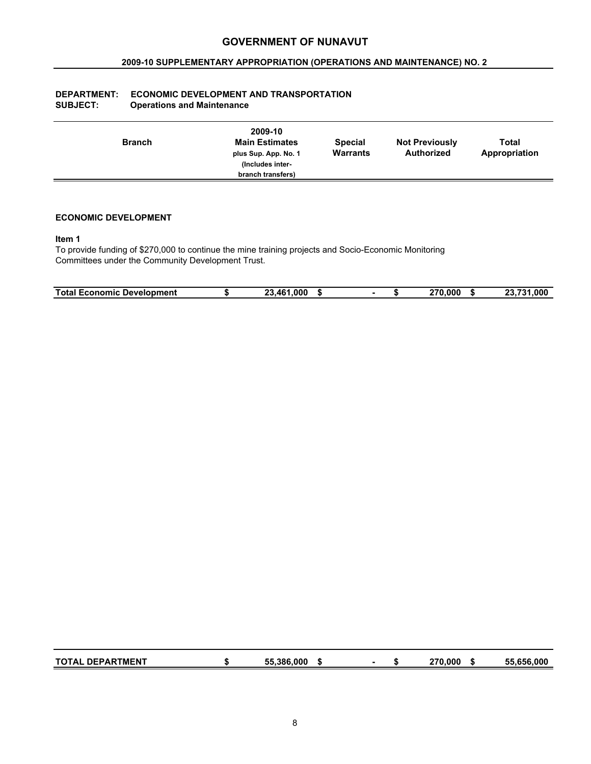# GOVERNMENT OF NUNAVUT

## 2009-10 SUPPLEMENTARY APPROPRIATION (OPERATIONS AND MAINTENANCE) NO. 2

**DEPARTMENT:** ECONOMIC DEVELOPMENT AND TRANSPORTATION
**SUBJECT:** Operations and Maintenance

| Branch | 2009-10 Main Estimates plus Sup. App. No. 1 (Includes inter-branch transfers) | Special Warrants | Not Previously Authorized | Total Appropriation |
|---|---|---|---|---|

**ECONOMIC DEVELOPMENT**

**Item 1**

To provide funding of $270,000 to continue the mine training projects and Socio-Economic Monitoring Committees under the Community Development Trust.

| Branch | 2009-10 Main Estimates plus Sup. App. No. 1 (Includes inter-branch transfers) | Special Warrants | Not Previously Authorized | Total Appropriation |
|---|---|---|---|---|
| **Total Economic Development** | $ 23,461,000 | $ - | $ 270,000 | $ 23,731,000 |
| **TOTAL DEPARTMENT** | $ 55,386,000 | $ - | $ 270,000 | $ 55,656,000 |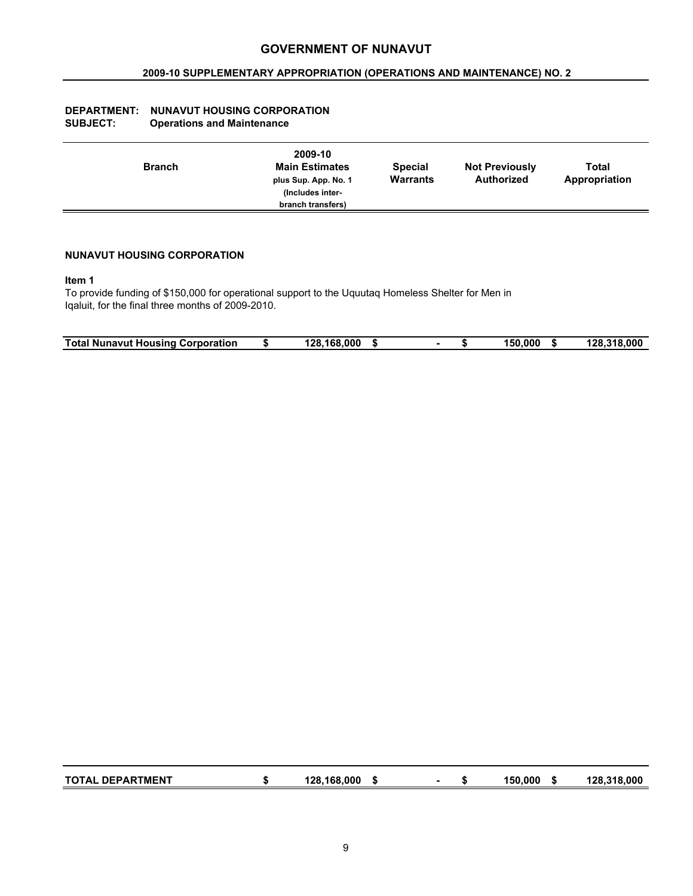# GOVERNMENT OF NUNAVUT

## 2009-10 SUPPLEMENTARY APPROPRIATION (OPERATIONS AND MAINTENANCE) NO. 2

**DEPARTMENT: NUNAVUT HOUSING CORPORATION**
**SUBJECT: Operations and Maintenance**

| Branch | 2009-10 Main Estimates plus Sup. App. No. 1 (Includes inter-branch transfers) | Special Warrants | Not Previously Authorized | Total Appropriation |
|---|---|---|---|---|
| **NUNAVUT HOUSING CORPORATION** | | | | |
| **Total Nunavut Housing Corporation** | $ 128,168,000 | $ - | $ 150,000 | $ 128,318,000 |
| **TOTAL DEPARTMENT** | $ 128,168,000 | $ - | $ 150,000 | $ 128,318,000 |

**Item 1**

To provide funding of $150,000 for operational support to the Uquutaq Homeless Shelter for Men in Iqaluit, for the final three months of 2009-2010.